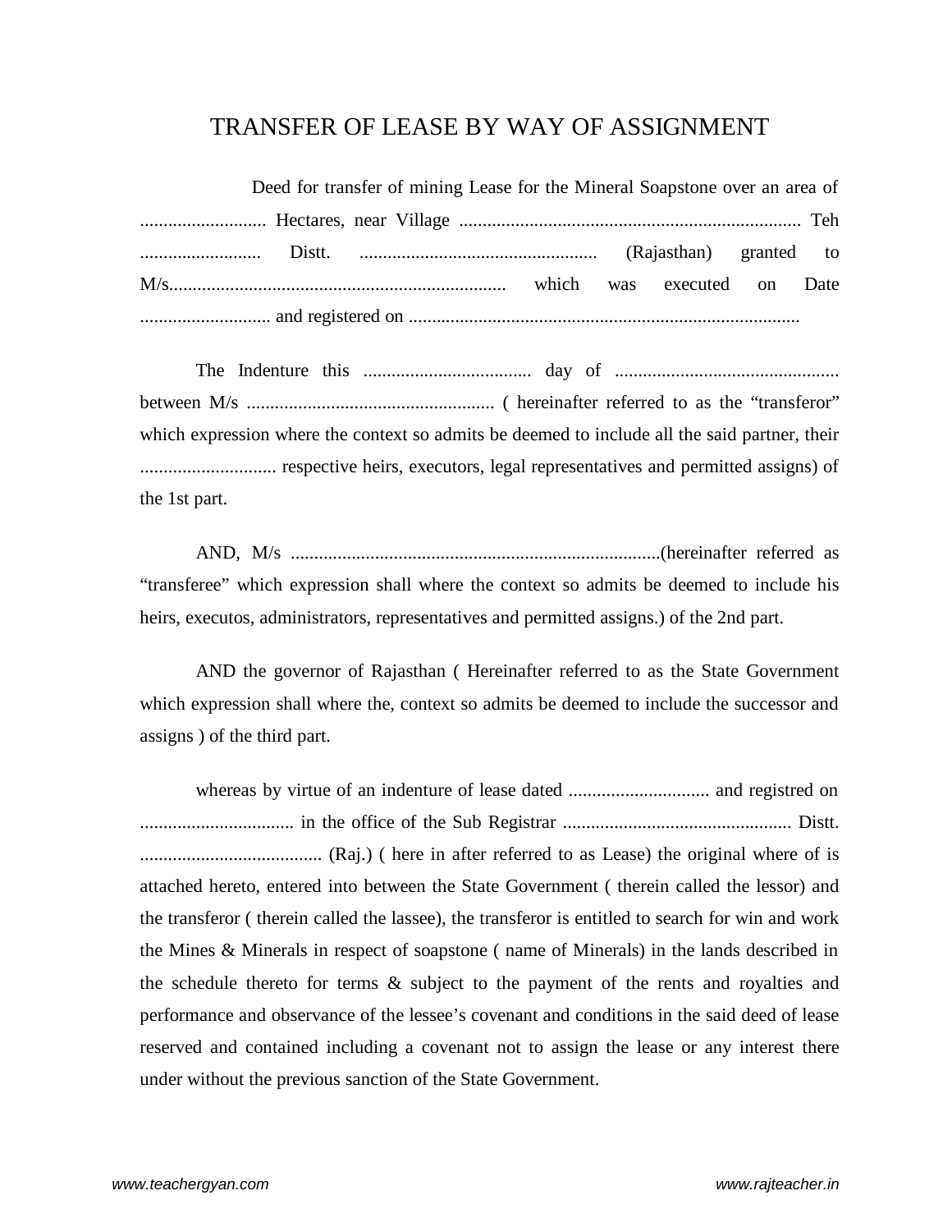# TRANSFER OF LEASE BY WAY OF ASSIGNMENT

Deed for transfer of mining Lease for the Mineral Soapstone over an area of ........................... Hectares, near Village ........................................................................ Teh .......................... Distt. .................................................. (Rajasthan) granted to M/s........................................................................ which was executed on Date ............................ and registered on ...................................................................................

The Indenture this .................................... day of ................................................ between M/s ..................................................... ( hereinafter referred to as the "transferor" which expression where the context so admits be deemed to include all the said partner, their ............................. respective heirs, executors, legal representatives and permitted assigns) of the 1st part.

AND, M/s ...............................................................................(hereinafter referred as "transferee" which expression shall where the context so admits be deemed to include his heirs, executos, administrators, representatives and permitted assigns.) of the 2nd part.

AND the governor of Rajasthan ( Hereinafter referred to as the State Government which expression shall where the, context so admits be deemed to include the successor and assigns ) of the third part.

whereas by virtue of an indenture of lease dated .............................. and registred on ................................. in the office of the Sub Registrar ................................................. Distt. ....................................... (Raj.) ( here in after referred to as Lease) the original where of is attached hereto, entered into between the State Government ( therein called the lessor) and the transferor ( therein called the lassee), the transferor is entitled to search for win and work the Mines & Minerals in respect of soapstone ( name of Minerals) in the lands described in the schedule thereto for terms & subject to the payment of the rents and royalties and performance and observance of the lessee's covenant and conditions in the said deed of lease reserved and contained including a covenant not to assign the lease or any interest there under without the previous sanction of the State Government.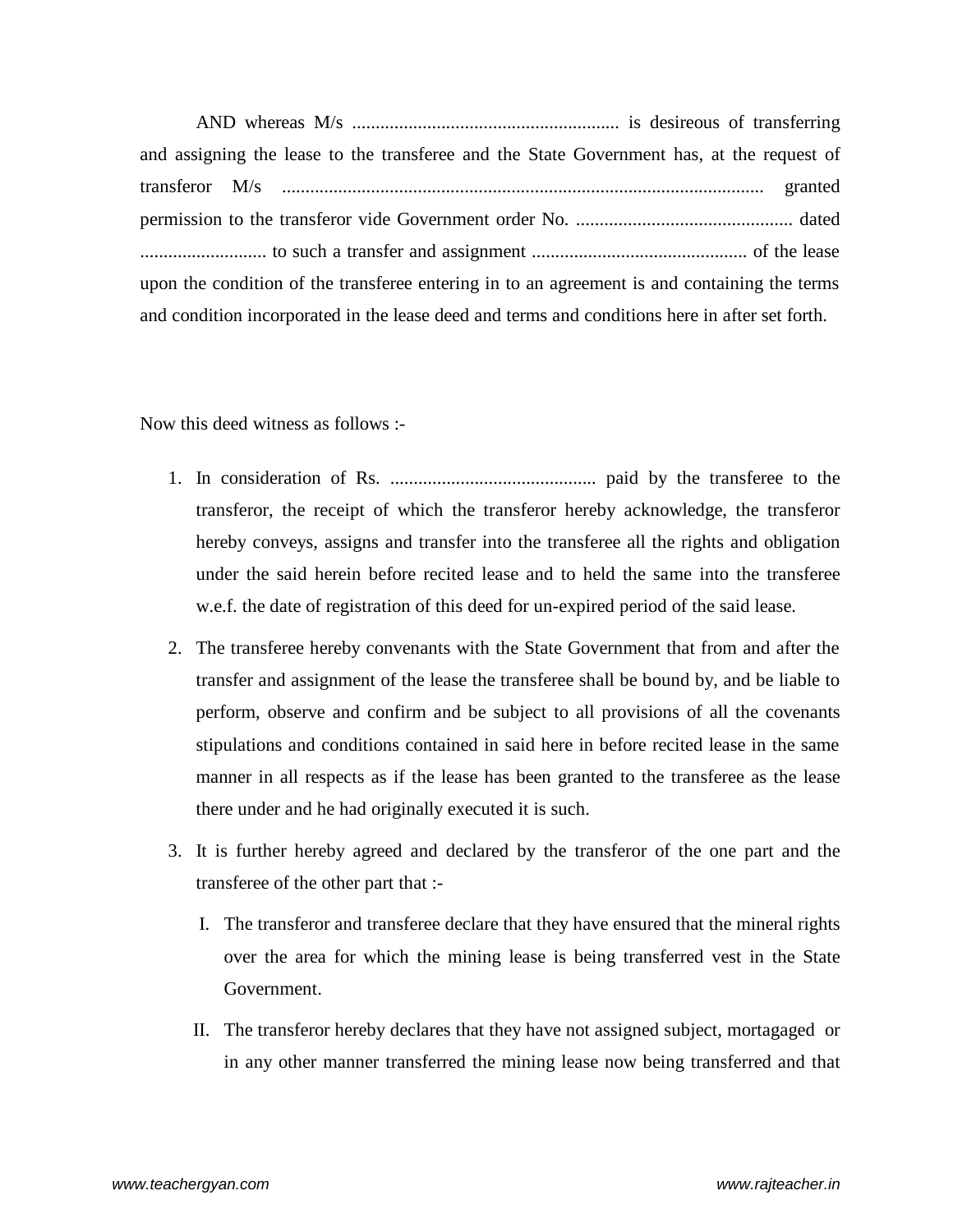AND whereas M/s ......................................................... is desireous of transferring and assigning the lease to the transferee and the State Government has, at the request of transferor M/s ...................................................................................................... granted permission to the transferor vide Government order No. .............................................. dated ........................... to such a transfer and assignment .............................................. of the lease upon the condition of the transferee entering in to an agreement is and containing the terms and condition incorporated in the lease deed and terms and conditions here in after set forth.

Now this deed witness as follows :-

1. In consideration of Rs. ............................................ paid by the transferee to the transferor, the receipt of which the transferor hereby acknowledge, the transferor hereby conveys, assigns and transfer into the transferee all the rights and obligation under the said herein before recited lease and to held the same into the transferee w.e.f. the date of registration of this deed for un-expired period of the said lease.
2. The transferee hereby convenants with the State Government that from and after the transfer and assignment of the lease the transferee shall be bound by, and be liable to perform, observe and confirm and be subject to all provisions of all the covenants stipulations and conditions contained in said here in before recited lease in the same manner in all respects as if the lease has been granted to the transferee as the lease there under and he had originally executed it is such.
3. It is further hereby agreed and declared by the transferor of the one part and the transferee of the other part that :-
   I. The transferor and transferee declare that they have ensured that the mineral rights over the area for which the mining lease is being transferred vest in the State Government.
   II. The transferor hereby declares that they have not assigned subject, mortagaged or in any other manner transferred the mining lease now being transferred and that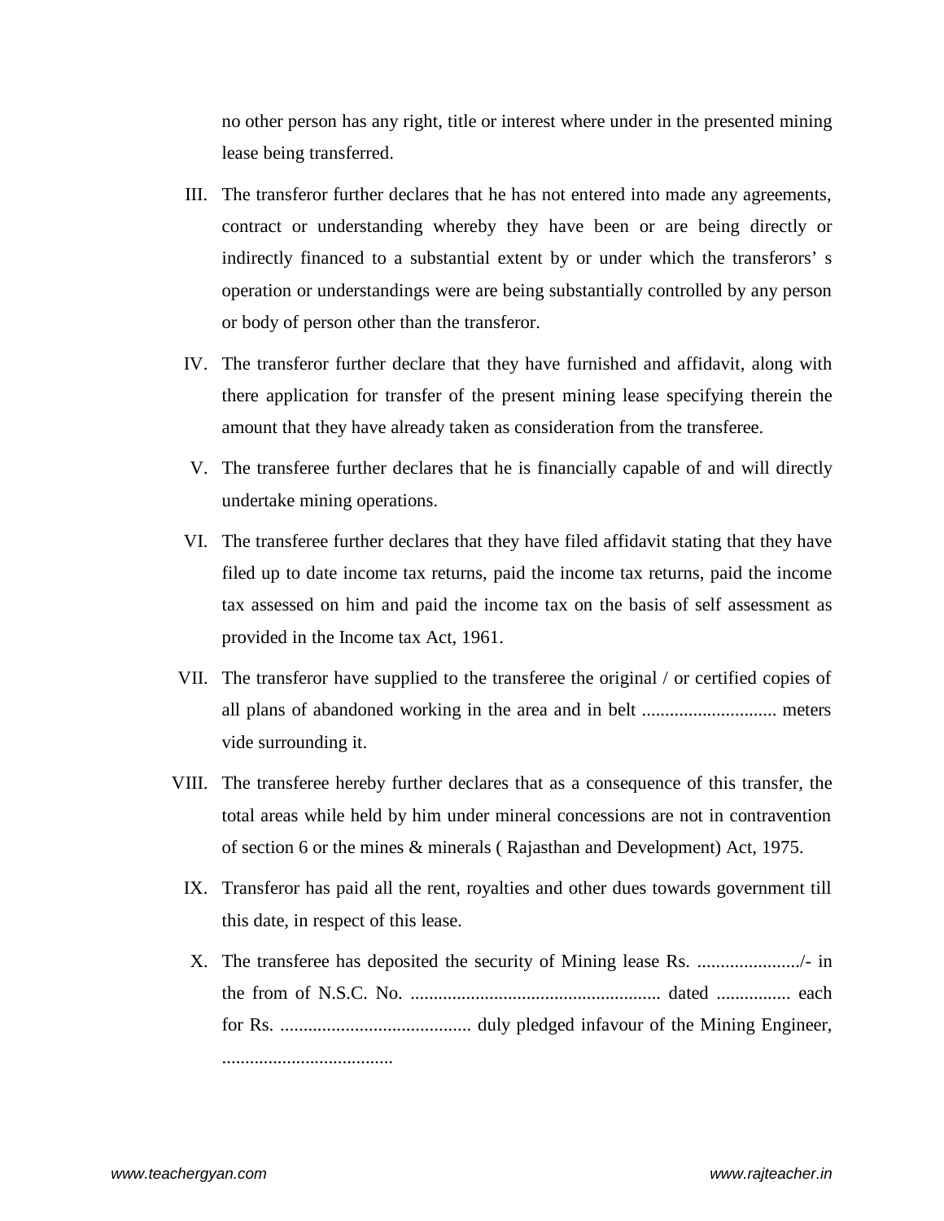no other person has any right, title or interest where under in the presented mining lease being transferred.

III. The transferor further declares that he has not entered into made any agreements, contract or understanding whereby they have been or are being directly or indirectly financed to a substantial extent by or under which the transferors' s operation or understandings were are being substantially controlled by any person or body of person other than the transferor.

IV. The transferor further declare that they have furnished and affidavit, along with there application for transfer of the present mining lease specifying therein the amount that they have already taken as consideration from the transferee.

V. The transferee further declares that he is financially capable of and will directly undertake mining operations.

VI. The transferee further declares that they have filed affidavit stating that they have filed up to date income tax returns, paid the income tax returns, paid the income tax assessed on him and paid the income tax on the basis of self assessment as provided in the Income tax Act, 1961.

VII. The transferor have supplied to the transferee the original / or certified copies of all plans of abandoned working in the area and in belt ............................ meters vide surrounding it.

VIII. The transferee hereby further declares that as a consequence of this transfer, the total areas while held by him under mineral concessions are not in contravention of section 6 or the mines & minerals ( Rajasthan and Development) Act, 1975.

IX. Transferor has paid all the rent, royalties and other dues towards government till this date, in respect of this lease.

X. The transferee has deposited the security of Mining lease Rs. ....................../- in the from of N.S.C. No. ...................................................... dated ................ each for Rs. ......................................... duly pledged infavour of the Mining Engineer, .....................................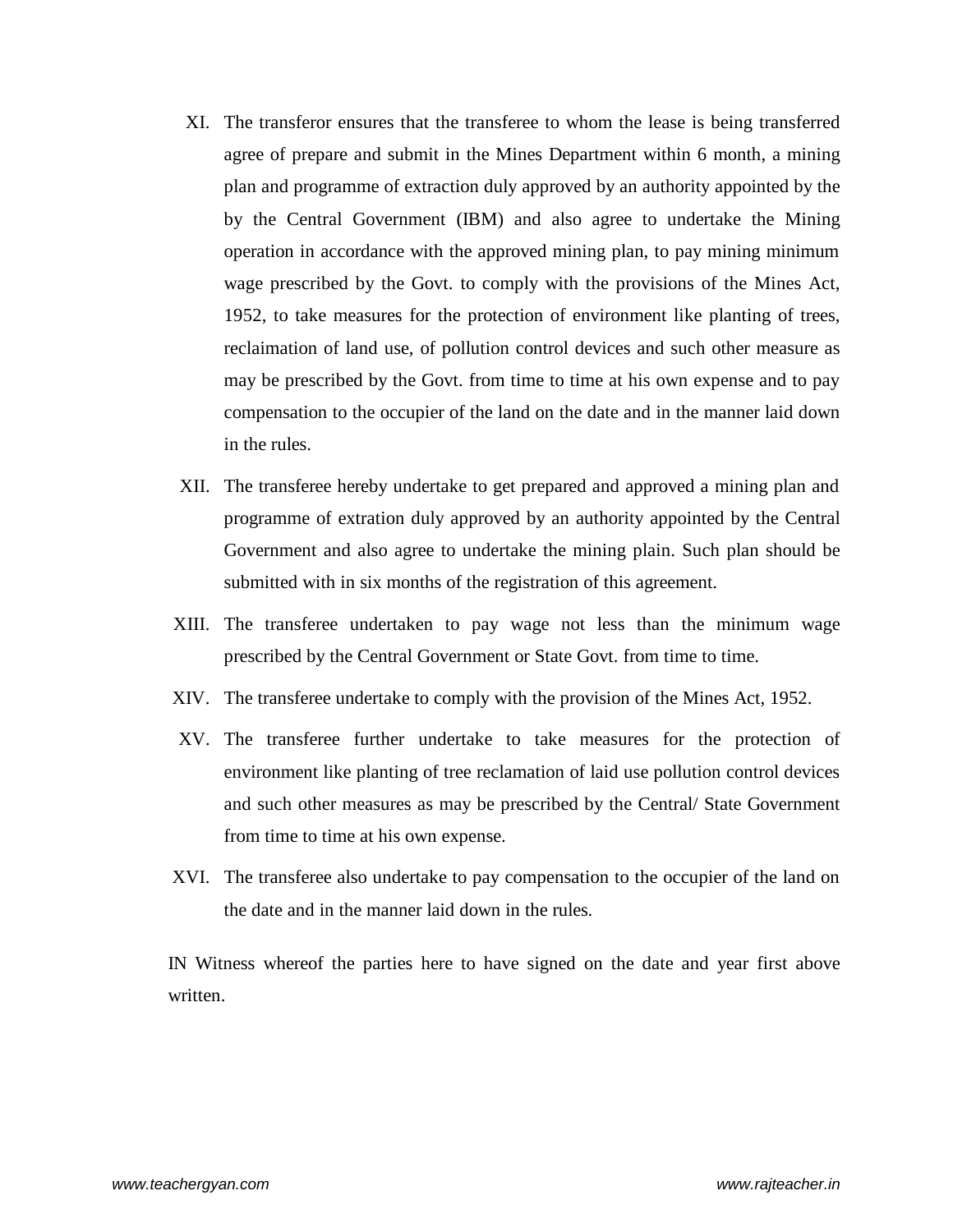XI. The transferor ensures that the transferee to whom the lease is being transferred agree of prepare and submit in the Mines Department within 6 month, a mining plan and programme of extraction duly approved by an authority appointed by the by the Central Government (IBM) and also agree to undertake the Mining operation in accordance with the approved mining plan, to pay mining minimum wage prescribed by the Govt. to comply with the provisions of the Mines Act, 1952, to take measures for the protection of environment like planting of trees, reclaimation of land use, of pollution control devices and such other measure as may be prescribed by the Govt. from time to time at his own expense and to pay compensation to the occupier of the land on the date and in the manner laid down in the rules.

XII. The transferee hereby undertake to get prepared and approved a mining plan and programme of extration duly approved by an authority appointed by the Central Government and also agree to undertake the mining plain. Such plan should be submitted with in six months of the registration of this agreement.

XIII. The transferee undertaken to pay wage not less than the minimum wage prescribed by the Central Government or State Govt. from time to time.

XIV. The transferee undertake to comply with the provision of the Mines Act, 1952.

XV. The transferee further undertake to take measures for the protection of environment like planting of tree reclamation of laid use pollution control devices and such other measures as may be prescribed by the Central/ State Government from time to time at his own expense.

XVI. The transferee also undertake to pay compensation to the occupier of the land on the date and in the manner laid down in the rules.

IN Witness whereof the parties here to have signed on the date and year first above written.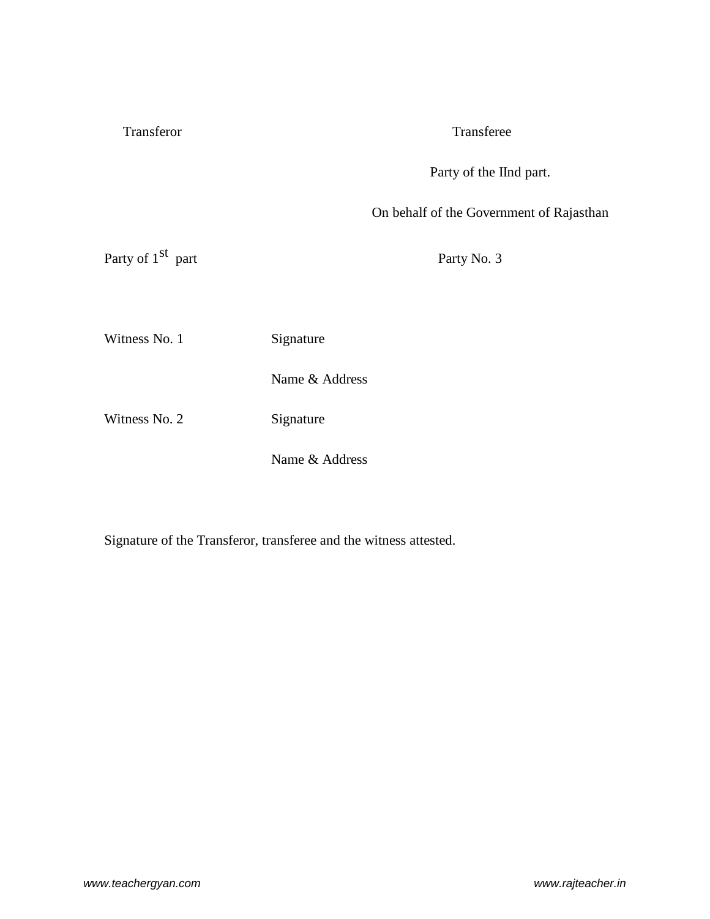Transferor | Transferee
--- | ---

| | |
|---|---|
| Transferor | Transferee |
| | Party of the IInd part. |
| | On behalf of the Government of Rajasthan |
| Party of 1st part | Party No. 3 |

| | |
|---|---|
| Witness No. 1 | Signature |
| | Name & Address |
| Witness No. 2 | Signature |
| | Name & Address |

Signature of the Transferor, transferee and the witness attested.

| | |
|---|---|
| Transferor | Transferee |
| | Party of the IInd part. |
| | On behalf of the Government of Rajasthan |
| Party of 1st part | Party No. 3 |

| | |
|---|---|
| Witness No. 1 | Signature |
| | Name & Address |
| Witness No. 2 | Signature |
| | Name & Address |

Signature of the Transferor, transferee and the witness attested.